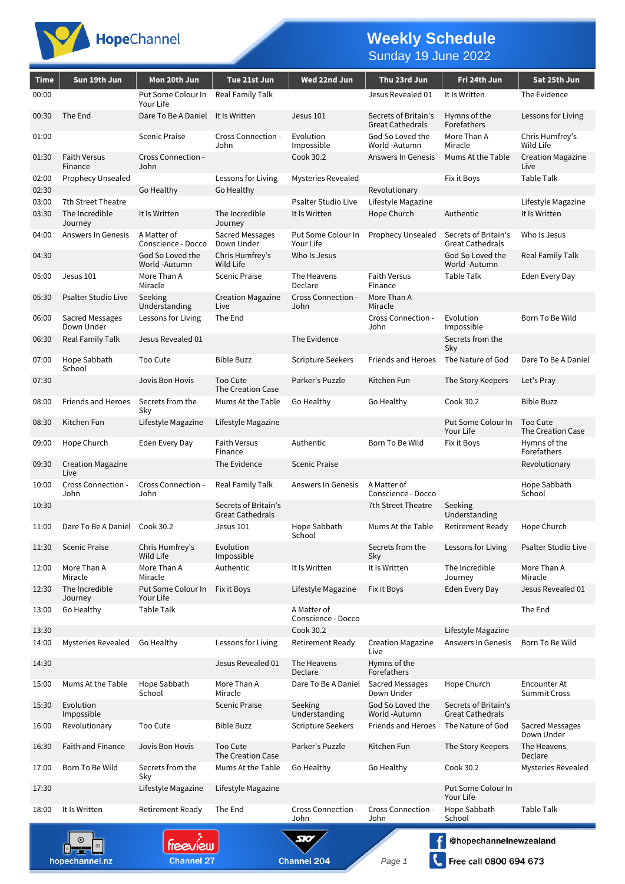# HopeChannel

## Weekly Schedule
Sunday 19 June 2022

| Time | Sun 19th Jun | Mon 20th Jun | Tue 21st Jun | Wed 22nd Jun | Thu 23rd Jun | Fri 24th Jun | Sat 25th Jun |
|---|---|---|---|---|---|---|---|
| 00:00 | | Put Some Colour In Your Life | Real Family Talk | | Jesus Revealed 01 | It Is Written | The Evidence |
| 00:30 | The End | Dare To Be A Daniel | It Is Written | Jesus 101 | Secrets of Britain's Great Cathedrals | Hymns of the Forefathers | Lessons for Living |
| 01:00 | | Scenic Praise | Cross Connection - John | Evolution Impossible | God So Loved the World -Autumn | More Than A Miracle | Chris Humfrey's Wild Life |
| 01:30 | Faith Versus Finance | Cross Connection - John | | Cook 30.2 | Answers In Genesis | Mums At the Table | Creation Magazine Live |
| 02:00 | Prophecy Unsealed | | Lessons for Living | Mysteries Revealed | | Fix it Boys | Table Talk |
| 02:30 | | Go Healthy | Go Healthy | | Revolutionary | | |
| 03:00 | 7th Street Theatre | | | Psalter Studio Live | Lifestyle Magazine | | Lifestyle Magazine |
| 03:30 | The Incredible Journey | It Is Written | The Incredible Journey | It Is Written | Hope Church | Authentic | It Is Written |
| 04:00 | Answers In Genesis | A Matter of Conscience - Docco | Sacred Messages Down Under | Put Some Colour In Your Life | Prophecy Unsealed | Secrets of Britain's Great Cathedrals | Who Is Jesus |
| 04:30 | | God So Loved the World -Autumn | Chris Humfrey's Wild Life | Who Is Jesus | | God So Loved the World -Autumn | Real Family Talk |
| 05:00 | Jesus 101 | More Than A Miracle | Scenic Praise | The Heavens Declare | Faith Versus Finance | Table Talk | Eden Every Day |
| 05:30 | Psalter Studio Live | Seeking Understanding | Creation Magazine Live | Cross Connection - John | More Than A Miracle | | |
| 06:00 | Sacred Messages Down Under | Lessons for Living | The End | | Cross Connection - John | Evolution Impossible | Born To Be Wild |
| 06:30 | Real Family Talk | Jesus Revealed 01 | | The Evidence | | Secrets from the Sky | |
| 07:00 | Hope Sabbath School | Too Cute | Bible Buzz | Scripture Seekers | Friends and Heroes | The Nature of God | Dare To Be A Daniel |
| 07:30 | | Jovis Bon Hovis | Too Cute The Creation Case | Parker's Puzzle | Kitchen Fun | The Story Keepers | Let's Pray |
| 08:00 | Friends and Heroes | Secrets from the Sky | Mums At the Table | Go Healthy | Go Healthy | Cook 30.2 | Bible Buzz |
| 08:30 | Kitchen Fun | Lifestyle Magazine | Lifestyle Magazine | | | Put Some Colour In Your Life | Too Cute The Creation Case |
| 09:00 | Hope Church | Eden Every Day | Faith Versus Finance | Authentic | Born To Be Wild | Fix it Boys | Hymns of the Forefathers |
| 09:30 | Creation Magazine Live | | The Evidence | Scenic Praise | | | Revolutionary |
| 10:00 | Cross Connection - John | Cross Connection - John | Real Family Talk | Answers In Genesis | A Matter of Conscience - Docco | | Hope Sabbath School |
| 10:30 | | | Secrets of Britain's Great Cathedrals | | 7th Street Theatre | Seeking Understanding | |
| 11:00 | Dare To Be A Daniel | Cook 30.2 | Jesus 101 | Hope Sabbath School | Mums At the Table | Retirement Ready | Hope Church |
| 11:30 | Scenic Praise | Chris Humfrey's Wild Life | Evolution Impossible | | Secrets from the Sky | Lessons for Living | Psalter Studio Live |
| 12:00 | More Than A Miracle | More Than A Miracle | Authentic | It Is Written | It Is Written | The Incredible Journey | More Than A Miracle |
| 12:30 | The Incredible Journey | Put Some Colour In Your Life | Fix it Boys | Lifestyle Magazine | Fix it Boys | Eden Every Day | Jesus Revealed 01 |
| 13:00 | Go Healthy | Table Talk | | A Matter of Conscience - Docco | | | The End |
| 13:30 | | | | Cook 30.2 | | Lifestyle Magazine | |
| 14:00 | Mysteries Revealed | Go Healthy | Lessons for Living | Retirement Ready | Creation Magazine Live | Answers In Genesis | Born To Be Wild |
| 14:30 | | | Jesus Revealed 01 | The Heavens Declare | Hymns of the Forefathers | | |
| 15:00 | Mums At the Table | Hope Sabbath School | More Than A Miracle | Dare To Be A Daniel | Sacred Messages Down Under | Hope Church | Encounter At Summit Cross |
| 15:30 | Evolution Impossible | | Scenic Praise | Seeking Understanding | God So Loved the World -Autumn | Secrets of Britain's Great Cathedrals | |
| 16:00 | Revolutionary | Too Cute | Bible Buzz | Scripture Seekers | Friends and Heroes | The Nature of God | Sacred Messages Down Under |
| 16:30 | Faith and Finance | Jovis Bon Hovis | Too Cute The Creation Case | Parker's Puzzle | Kitchen Fun | The Story Keepers | The Heavens Declare |
| 17:00 | Born To Be Wild | Secrets from the Sky | Mums At the Table | Go Healthy | Go Healthy | Cook 30.2 | Mysteries Revealed |
| 17:30 | | Lifestyle Magazine | Lifestyle Magazine | | | Put Some Colour In Your Life | |
| 18:00 | It Is Written | Retirement Ready | The End | Cross Connection - John | Cross Connection - John | Hope Sabbath School | Table Talk |

hopechannel.nz | Freeview Channel 27 | Sky Channel 204 | @hopechannelnewzealand | Free call 0800 694 673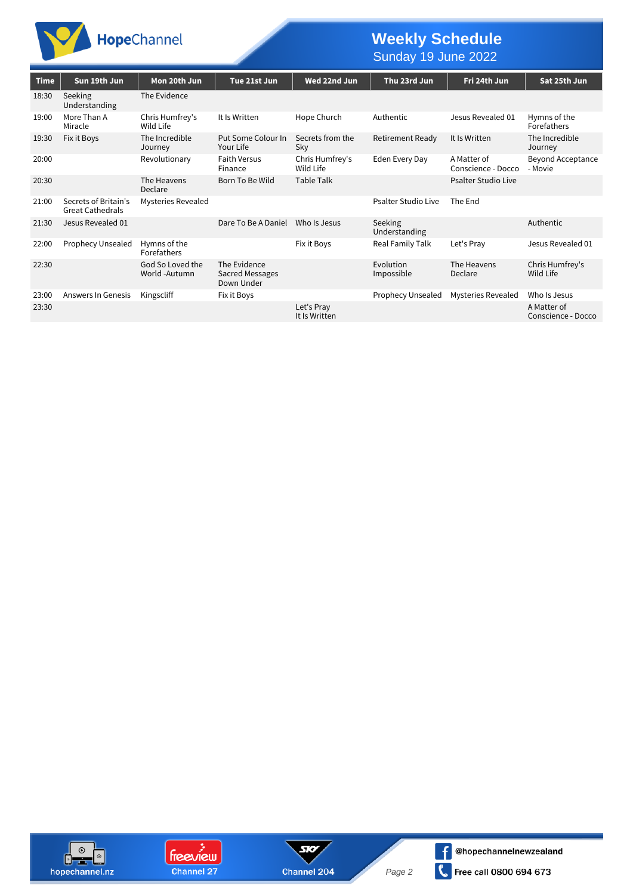# Weekly Schedule

Sunday 19 June 2022

| Time | Sun 19th Jun | Mon 20th Jun | Tue 21st Jun | Wed 22nd Jun | Thu 23rd Jun | Fri 24th Jun | Sat 25th Jun |
|---|---|---|---|---|---|---|---|
| 18:30 | Seeking Understanding | The Evidence | | | | | |
| 19:00 | More Than A Miracle | Chris Humfrey's Wild Life | It Is Written | Hope Church | Authentic | Jesus Revealed 01 | Hymns of the Forefathers |
| 19:30 | Fix it Boys | The Incredible Journey | Put Some Colour In Your Life | Secrets from the Sky | Retirement Ready | It Is Written | The Incredible Journey |
| 20:00 | | Revolutionary | Faith Versus Finance | Chris Humfrey's Wild Life | Eden Every Day | A Matter of Conscience - Docco | Beyond Acceptance - Movie |
| 20:30 | | The Heavens Declare | Born To Be Wild | Table Talk | | Psalter Studio Live | |
| 21:00 | Secrets of Britain's Great Cathedrals | Mysteries Revealed | | | Psalter Studio Live | The End | |
| 21:30 | Jesus Revealed 01 | | Dare To Be A Daniel | Who Is Jesus | Seeking Understanding | | Authentic |
| 22:00 | Prophecy Unsealed | Hymns of the Forefathers | | Fix it Boys | Real Family Talk | Let's Pray | Jesus Revealed 01 |
| 22:30 | | God So Loved the World -Autumn | The Evidence<br>Sacred Messages Down Under | | Evolution Impossible | The Heavens Declare | Chris Humfrey's Wild Life |
| 23:00 | Answers In Genesis | Kingscliff | Fix it Boys | | Prophecy Unsealed | Mysteries Revealed | Who Is Jesus |
| 23:30 | | | | Let's Pray<br>It Is Written | | | A Matter of Conscience - Docco |

hopechannel.nz | Freeview Channel 27 | SKY Channel 204 | @hopechannelnewzealand | Free call 0800 694 673